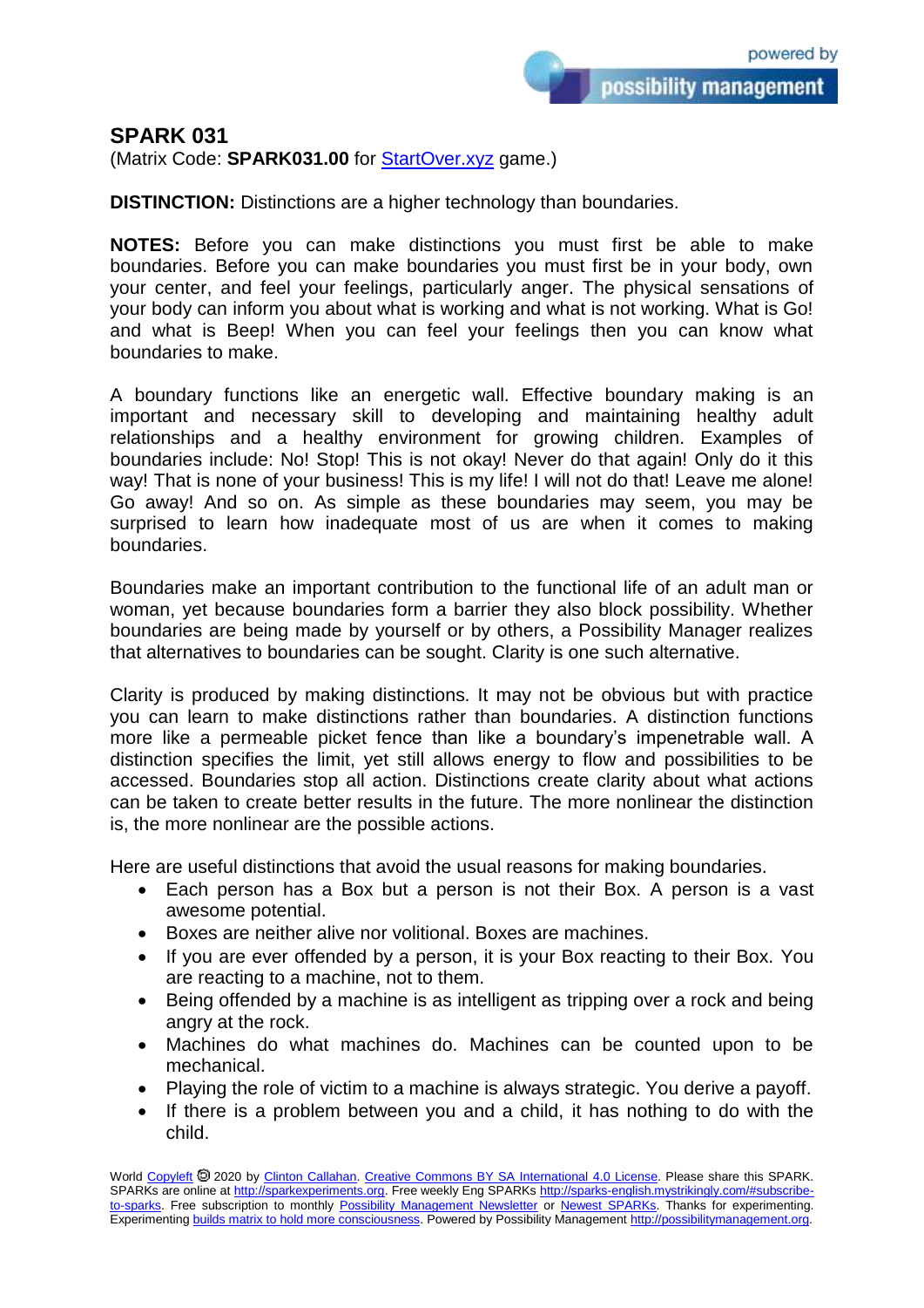## SPARK 031

(Matrix Code: **SPARK031.00** for [StartOver.xyz](StartOver.xyz) game.)

**DISTINCTION:** Distinctions are a higher technology than boundaries.

**NOTES:** Before you can make distinctions you must first be able to make boundaries. Before you can make boundaries you must first be in your body, own your center, and feel your feelings, particularly anger. The physical sensations of your body can inform you about what is working and what is not working. What is Go! and what is Beep! When you can feel your feelings then you can know what boundaries to make.

A boundary functions like an energetic wall. Effective boundary making is an important and necessary skill to developing and maintaining healthy adult relationships and a healthy environment for growing children. Examples of boundaries include: No! Stop! This is not okay! Never do that again! Only do it this way! That is none of your business! This is my life! I will not do that! Leave me alone! Go away! And so on. As simple as these boundaries may seem, you may be surprised to learn how inadequate most of us are when it comes to making boundaries.

Boundaries make an important contribution to the functional life of an adult man or woman, yet because boundaries form a barrier they also block possibility. Whether boundaries are being made by yourself or by others, a Possibility Manager realizes that alternatives to boundaries can be sought. Clarity is one such alternative.

Clarity is produced by making distinctions. It may not be obvious but with practice you can learn to make distinctions rather than boundaries. A distinction functions more like a permeable picket fence than like a boundary's impenetrable wall. A distinction specifies the limit, yet still allows energy to flow and possibilities to be accessed. Boundaries stop all action. Distinctions create clarity about what actions can be taken to create better results in the future. The more nonlinear the distinction is, the more nonlinear are the possible actions.

Here are useful distinctions that avoid the usual reasons for making boundaries.

- Each person has a Box but a person is not their Box. A person is a vast awesome potential.
- Boxes are neither alive nor volitional. Boxes are machines.
- If you are ever offended by a person, it is your Box reacting to their Box. You are reacting to a machine, not to them.
- Being offended by a machine is as intelligent as tripping over a rock and being angry at the rock.
- Machines do what machines do. Machines can be counted upon to be mechanical.
- Playing the role of victim to a machine is always strategic. You derive a payoff.
- If there is a problem between you and a child, it has nothing to do with the child.

World Copyleft 🄯 2020 by Clinton Callahan. Creative Commons BY SA International 4.0 License. Please share this SPARK. SPARKs are online at http://sparkexperiments.org. Free weekly Eng SPARKs http://sparks-english.mystrikingly.com/#subscribe-to-sparks. Free subscription to monthly Possibility Management Newsletter or Newest SPARKs. Thanks for experimenting. Experimenting builds matrix to hold more consciousness. Powered by Possibility Management http://possibilitymanagement.org.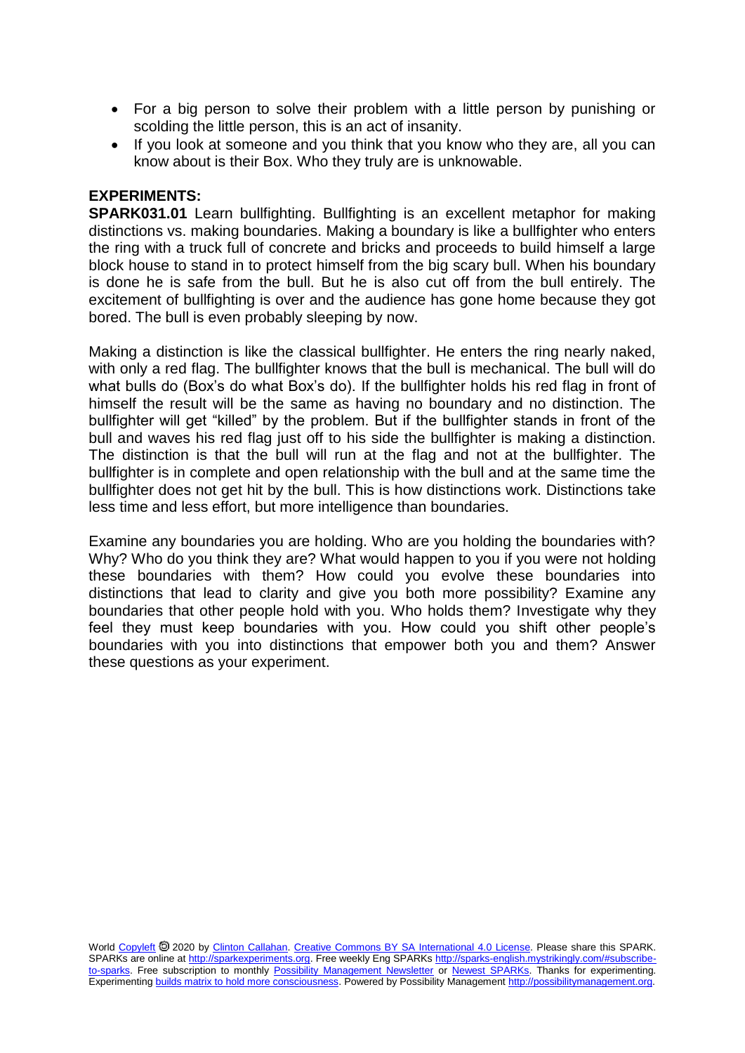- For a big person to solve their problem with a little person by punishing or scolding the little person, this is an act of insanity.
- If you look at someone and you think that you know who they are, all you can know about is their Box. Who they truly are is unknowable.

**EXPERIMENTS:**

**SPARK031.01** Learn bullfighting. Bullfighting is an excellent metaphor for making distinctions vs. making boundaries. Making a boundary is like a bullfighter who enters the ring with a truck full of concrete and bricks and proceeds to build himself a large block house to stand in to protect himself from the big scary bull. When his boundary is done he is safe from the bull. But he is also cut off from the bull entirely. The excitement of bullfighting is over and the audience has gone home because they got bored. The bull is even probably sleeping by now.

Making a distinction is like the classical bullfighter. He enters the ring nearly naked, with only a red flag. The bullfighter knows that the bull is mechanical. The bull will do what bulls do (Box's do what Box's do). If the bullfighter holds his red flag in front of himself the result will be the same as having no boundary and no distinction. The bullfighter will get "killed" by the problem. But if the bullfighter stands in front of the bull and waves his red flag just off to his side the bullfighter is making a distinction. The distinction is that the bull will run at the flag and not at the bullfighter. The bullfighter is in complete and open relationship with the bull and at the same time the bullfighter does not get hit by the bull. This is how distinctions work. Distinctions take less time and less effort, but more intelligence than boundaries.

Examine any boundaries you are holding. Who are you holding the boundaries with? Why? Who do you think they are? What would happen to you if you were not holding these boundaries with them? How could you evolve these boundaries into distinctions that lead to clarity and give you both more possibility? Examine any boundaries that other people hold with you. Who holds them? Investigate why they feel they must keep boundaries with you. How could you shift other people's boundaries with you into distinctions that empower both you and them? Answer these questions as your experiment.

World Copyleft 🄯 2020 by Clinton Callahan. Creative Commons BY SA International 4.0 License. Please share this SPARK. SPARKs are online at http://sparkexperiments.org. Free weekly Eng SPARKs http://sparks-english.mystrikingly.com/#subscribe-to-sparks. Free subscription to monthly Possibility Management Newsletter or Newest SPARKs. Thanks for experimenting. Experimenting builds matrix to hold more consciousness. Powered by Possibility Management http://possibilitymanagement.org.